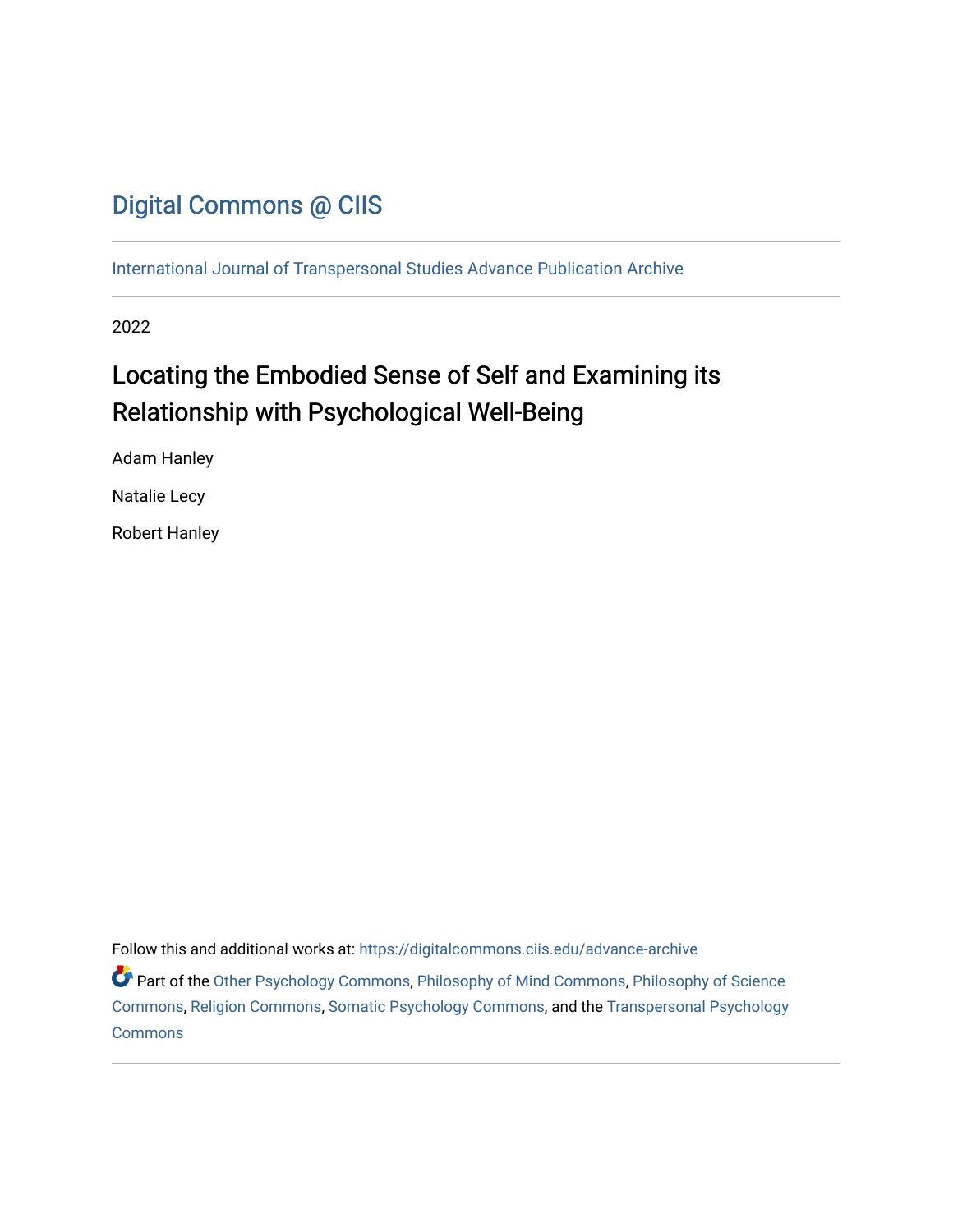Digital Commons @ CIIS

International Journal of Transpersonal Studies Advance Publication Archive

2022

# Locating the Embodied Sense of Self and Examining its Relationship with Psychological Well-Being

Adam Hanley

Natalie Lecy

Robert Hanley

Follow this and additional works at: https://digitalcommons.ciis.edu/advance-archive

Part of the Other Psychology Commons, Philosophy of Mind Commons, Philosophy of Science Commons, Religion Commons, Somatic Psychology Commons, and the Transpersonal Psychology Commons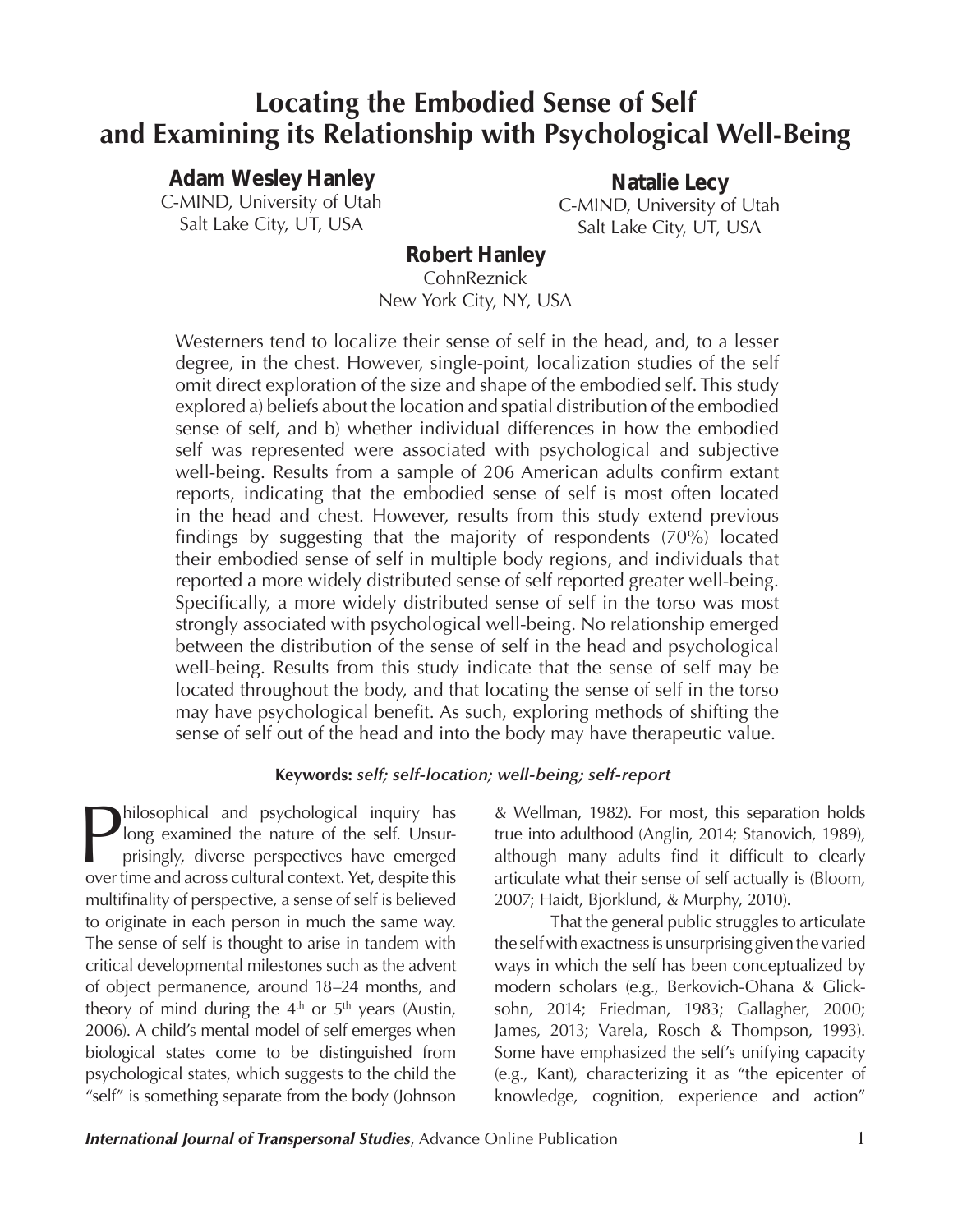# Locating the Embodied Sense of Self and Examining its Relationship with Psychological Well-Being

**Adam Wesley Hanley**
C-MIND, University of Utah
Salt Lake City, UT, USA

**Natalie Lecy**
C-MIND, University of Utah
Salt Lake City, UT, USA

**Robert Hanley**
CohnReznick
New York City, NY, USA

Westerners tend to localize their sense of self in the head, and, to a lesser degree, in the chest. However, single-point, localization studies of the self omit direct exploration of the size and shape of the embodied self. This study explored a) beliefs about the location and spatial distribution of the embodied sense of self, and b) whether individual differences in how the embodied self was represented were associated with psychological and subjective well-being. Results from a sample of 206 American adults confirm extant reports, indicating that the embodied sense of self is most often located in the head and chest. However, results from this study extend previous findings by suggesting that the majority of respondents (70%) located their embodied sense of self in multiple body regions, and individuals that reported a more widely distributed sense of self reported greater well-being. Specifically, a more widely distributed sense of self in the torso was most strongly associated with psychological well-being. No relationship emerged between the distribution of the sense of self in the head and psychological well-being. Results from this study indicate that the sense of self may be located throughout the body, and that locating the sense of self in the torso may have psychological benefit. As such, exploring methods of shifting the sense of self out of the head and into the body may have therapeutic value.

**Keywords:** ***self; self-location; well-being; self-report***

Philosophical and psychological inquiry has long examined the nature of the self. Unsurprisingly, diverse perspectives have emerged over time and across cultural context. Yet, despite this multifinality of perspective, a sense of self is believed to originate in each person in much the same way. The sense of self is thought to arise in tandem with critical developmental milestones such as the advent of object permanence, around 18–24 months, and theory of mind during the 4th or 5th years (Austin, 2006). A child's mental model of self emerges when biological states come to be distinguished from psychological states, which suggests to the child the "self" is something separate from the body (Johnson & Wellman, 1982). For most, this separation holds true into adulthood (Anglin, 2014; Stanovich, 1989), although many adults find it difficult to clearly articulate what their sense of self actually is (Bloom, 2007; Haidt, Bjorklund, & Murphy, 2010).

That the general public struggles to articulate the self with exactness is unsurprising given the varied ways in which the self has been conceptualized by modern scholars (e.g., Berkovich-Ohana & Glicksohn, 2014; Friedman, 1983; Gallagher, 2000; James, 2013; Varela, Rosch & Thompson, 1993). Some have emphasized the self's unifying capacity (e.g., Kant), characterizing it as "the epicenter of knowledge, cognition, experience and action"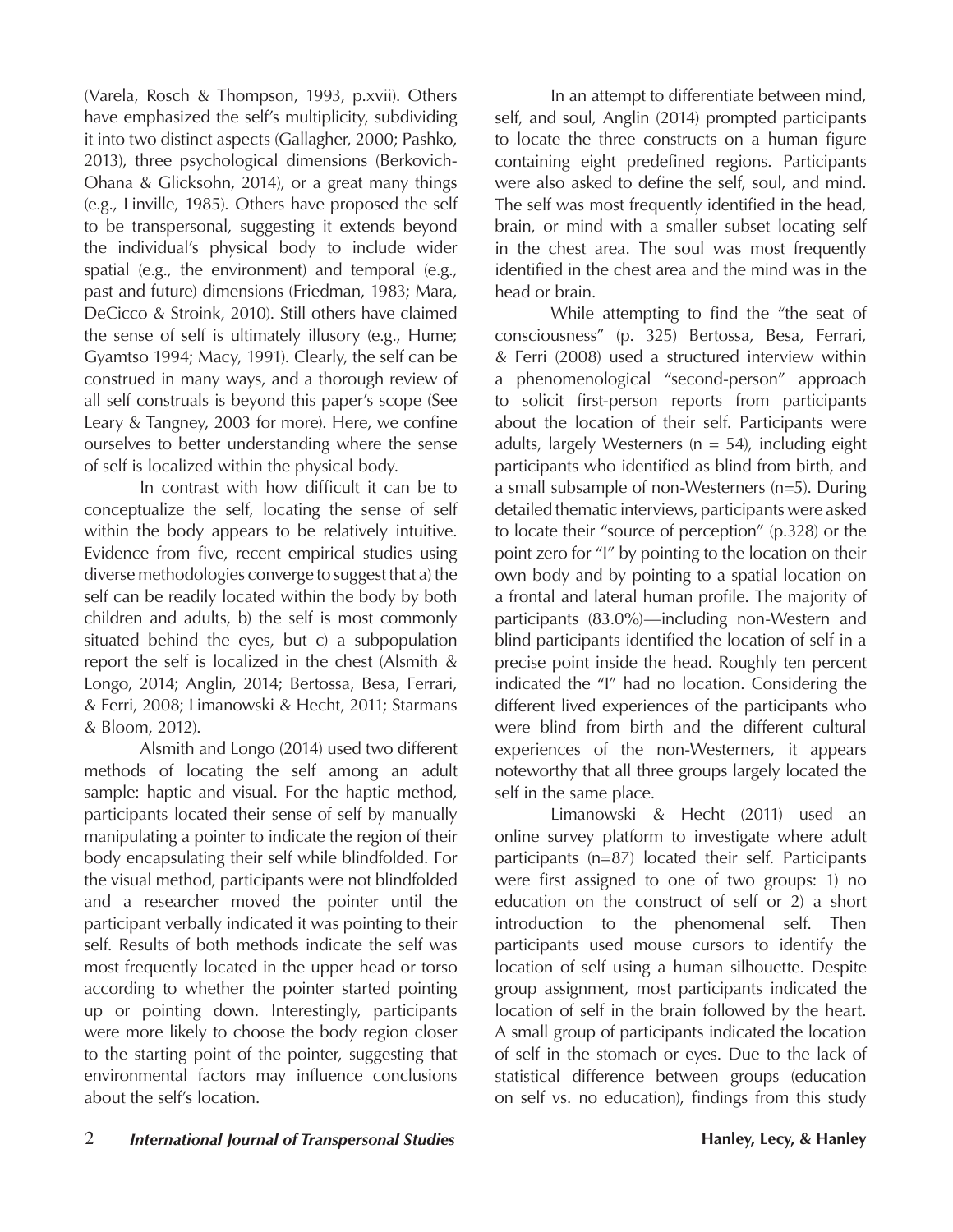(Varela, Rosch & Thompson, 1993, p.xvii). Others have emphasized the self's multiplicity, subdividing it into two distinct aspects (Gallagher, 2000; Pashko, 2013), three psychological dimensions (Berkovich-Ohana & Glicksohn, 2014), or a great many things (e.g., Linville, 1985). Others have proposed the self to be transpersonal, suggesting it extends beyond the individual's physical body to include wider spatial (e.g., the environment) and temporal (e.g., past and future) dimensions (Friedman, 1983; Mara, DeCicco & Stroink, 2010). Still others have claimed the sense of self is ultimately illusory (e.g., Hume; Gyamtso 1994; Macy, 1991). Clearly, the self can be construed in many ways, and a thorough review of all self construals is beyond this paper's scope (See Leary & Tangney, 2003 for more). Here, we confine ourselves to better understanding where the sense of self is localized within the physical body.

In contrast with how difficult it can be to conceptualize the self, locating the sense of self within the body appears to be relatively intuitive. Evidence from five, recent empirical studies using diverse methodologies converge to suggest that a) the self can be readily located within the body by both children and adults, b) the self is most commonly situated behind the eyes, but c) a subpopulation report the self is localized in the chest (Alsmith & Longo, 2014; Anglin, 2014; Bertossa, Besa, Ferrari, & Ferri, 2008; Limanowski & Hecht, 2011; Starmans & Bloom, 2012).

Alsmith and Longo (2014) used two different methods of locating the self among an adult sample: haptic and visual. For the haptic method, participants located their sense of self by manually manipulating a pointer to indicate the region of their body encapsulating their self while blindfolded. For the visual method, participants were not blindfolded and a researcher moved the pointer until the participant verbally indicated it was pointing to their self. Results of both methods indicate the self was most frequently located in the upper head or torso according to whether the pointer started pointing up or pointing down. Interestingly, participants were more likely to choose the body region closer to the starting point of the pointer, suggesting that environmental factors may influence conclusions about the self's location.

In an attempt to differentiate between mind, self, and soul, Anglin (2014) prompted participants to locate the three constructs on a human figure containing eight predefined regions. Participants were also asked to define the self, soul, and mind. The self was most frequently identified in the head, brain, or mind with a smaller subset locating self in the chest area. The soul was most frequently identified in the chest area and the mind was in the head or brain.

While attempting to find the "the seat of consciousness" (p. 325) Bertossa, Besa, Ferrari, & Ferri (2008) used a structured interview within a phenomenological "second-person" approach to solicit first-person reports from participants about the location of their self. Participants were adults, largely Westerners (n = 54), including eight participants who identified as blind from birth, and a small subsample of non-Westerners (n=5). During detailed thematic interviews, participants were asked to locate their "source of perception" (p.328) or the point zero for "I" by pointing to the location on their own body and by pointing to a spatial location on a frontal and lateral human profile. The majority of participants (83.0%)—including non-Western and blind participants identified the location of self in a precise point inside the head. Roughly ten percent indicated the "I" had no location. Considering the different lived experiences of the participants who were blind from birth and the different cultural experiences of the non-Westerners, it appears noteworthy that all three groups largely located the self in the same place.

Limanowski & Hecht (2011) used an online survey platform to investigate where adult participants (n=87) located their self. Participants were first assigned to one of two groups: 1) no education on the construct of self or 2) a short introduction to the phenomenal self. Then participants used mouse cursors to identify the location of self using a human silhouette. Despite group assignment, most participants indicated the location of self in the brain followed by the heart. A small group of participants indicated the location of self in the stomach or eyes. Due to the lack of statistical difference between groups (education on self vs. no education), findings from this study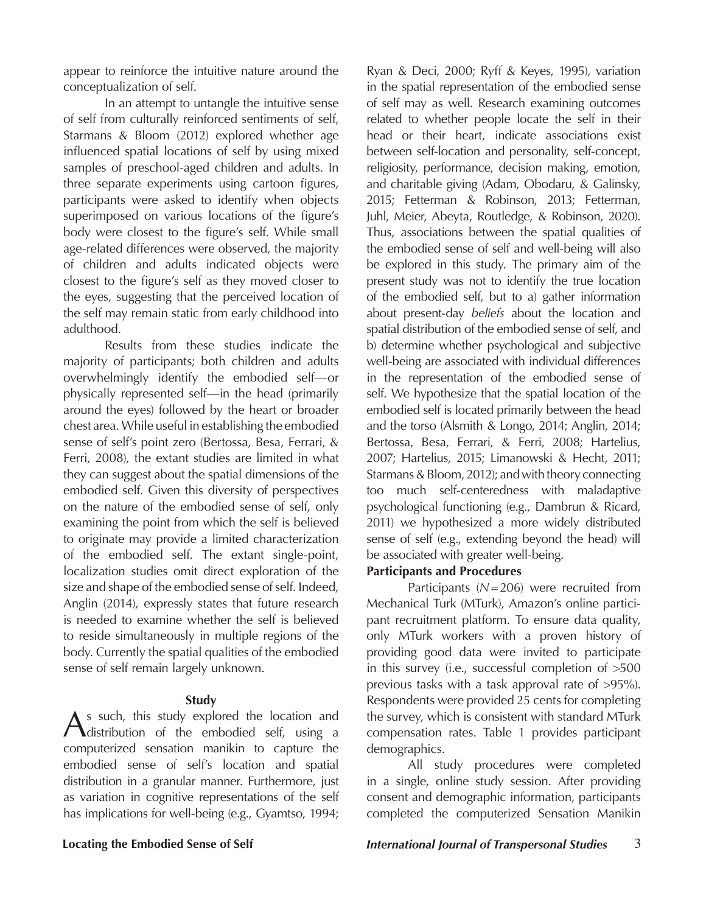appear to reinforce the intuitive nature around the conceptualization of self.

In an attempt to untangle the intuitive sense of self from culturally reinforced sentiments of self, Starmans & Bloom (2012) explored whether age influenced spatial locations of self by using mixed samples of preschool-aged children and adults. In three separate experiments using cartoon figures, participants were asked to identify when objects superimposed on various locations of the figure's body were closest to the figure's self. While small age-related differences were observed, the majority of children and adults indicated objects were closest to the figure's self as they moved closer to the eyes, suggesting that the perceived location of the self may remain static from early childhood into adulthood.

Results from these studies indicate the majority of participants; both children and adults overwhelmingly identify the embodied self—or physically represented self—in the head (primarily around the eyes) followed by the heart or broader chest area. While useful in establishing the embodied sense of self's point zero (Bertossa, Besa, Ferrari, & Ferri, 2008), the extant studies are limited in what they can suggest about the spatial dimensions of the embodied self. Given this diversity of perspectives on the nature of the embodied sense of self, only examining the point from which the self is believed to originate may provide a limited characterization of the embodied self. The extant single-point, localization studies omit direct exploration of the size and shape of the embodied sense of self. Indeed, Anglin (2014), expressly states that future research is needed to examine whether the self is believed to reside simultaneously in multiple regions of the body. Currently the spatial qualities of the embodied sense of self remain largely unknown.

## Study

As such, this study explored the location and distribution of the embodied self, using a computerized sensation manikin to capture the embodied sense of self's location and spatial distribution in a granular manner. Furthermore, just as variation in cognitive representations of the self has implications for well-being (e.g., Gyamtso, 1994; Ryan & Deci, 2000; Ryff & Keyes, 1995), variation in the spatial representation of the embodied sense of self may as well. Research examining outcomes related to whether people locate the self in their head or their heart, indicate associations exist between self-location and personality, self-concept, religiosity, performance, decision making, emotion, and charitable giving (Adam, Obodaru, & Galinsky, 2015; Fetterman & Robinson, 2013; Fetterman, Juhl, Meier, Abeyta, Routledge, & Robinson, 2020). Thus, associations between the spatial qualities of the embodied sense of self and well-being will also be explored in this study. The primary aim of the present study was not to identify the true location of the embodied self, but to a) gather information about present-day *beliefs* about the location and spatial distribution of the embodied sense of self, and b) determine whether psychological and subjective well-being are associated with individual differences in the representation of the embodied sense of self. We hypothesize that the spatial location of the embodied self is located primarily between the head and the torso (Alsmith & Longo, 2014; Anglin, 2014; Bertossa, Besa, Ferrari, & Ferri, 2008; Hartelius, 2007; Hartelius, 2015; Limanowski & Hecht, 2011; Starmans & Bloom, 2012); and with theory connecting too much self-centeredness with maladaptive psychological functioning (e.g., Dambrun & Ricard, 2011) we hypothesized a more widely distributed sense of self (e.g., extending beyond the head) will be associated with greater well-being.

### Participants and Procedures

Participants ($N = 206$) were recruited from Mechanical Turk (MTurk), Amazon's online participant recruitment platform. To ensure data quality, only MTurk workers with a proven history of providing good data were invited to participate in this survey (i.e., successful completion of >500 previous tasks with a task approval rate of >95%). Respondents were provided 25 cents for completing the survey, which is consistent with standard MTurk compensation rates. Table 1 provides participant demographics.

All study procedures were completed in a single, online study session. After providing consent and demographic information, participants completed the computerized Sensation Manikin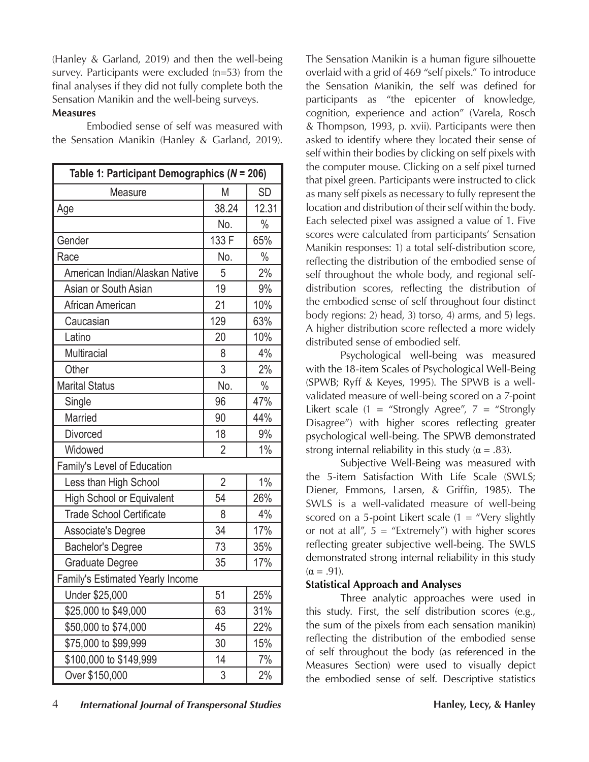(Hanley & Garland, 2019) and then the well-being survey. Participants were excluded (n=53) from the final analyses if they did not fully complete both the Sensation Manikin and the well-being surveys.

**Measures**

Embodied sense of self was measured with the Sensation Manikin (Hanley & Garland, 2019).

| Table 1: Participant Demographics (*N* = 206) | | |
|---|---|---|
| Measure | M | SD |
| Age | 38.24 | 12.31 |
| | No. | % |
| Gender | 133 F | 65% |
| Race | No. | % |
| American Indian/Alaskan Native | 5 | 2% |
| Asian or South Asian | 19 | 9% |
| African American | 21 | 10% |
| Caucasian | 129 | 63% |
| Latino | 20 | 10% |
| Multiracial | 8 | 4% |
| Other | 3 | 2% |
| Marital Status | No. | % |
| Single | 96 | 47% |
| Married | 90 | 44% |
| Divorced | 18 | 9% |
| Widowed | 2 | 1% |
| Family's Level of Education | | |
| Less than High School | 2 | 1% |
| High School or Equivalent | 54 | 26% |
| Trade School Certificate | 8 | 4% |
| Associate's Degree | 34 | 17% |
| Bachelor's Degree | 73 | 35% |
| Graduate Degree | 35 | 17% |
| Family's Estimated Yearly Income | | |
| Under $25,000 | 51 | 25% |
| $25,000 to $49,000 | 63 | 31% |
| $50,000 to $74,000 | 45 | 22% |
| $75,000 to $99,999 | 30 | 15% |
| $100,000 to $149,999 | 14 | 7% |
| Over $150,000 | 3 | 2% |

The Sensation Manikin is a human figure silhouette overlaid with a grid of 469 "self pixels." To introduce the Sensation Manikin, the self was defined for participants as "the epicenter of knowledge, cognition, experience and action" (Varela, Rosch & Thompson, 1993, p. xvii). Participants were then asked to identify where they located their sense of self within their bodies by clicking on self pixels with the computer mouse. Clicking on a self pixel turned that pixel green. Participants were instructed to click as many self pixels as necessary to fully represent the location and distribution of their self within the body. Each selected pixel was assigned a value of 1. Five scores were calculated from participants' Sensation Manikin responses: 1) a total self-distribution score, reflecting the distribution of the embodied sense of self throughout the whole body, and regional self-distribution scores, reflecting the distribution of the embodied sense of self throughout four distinct body regions: 2) head, 3) torso, 4) arms, and 5) legs. A higher distribution score reflected a more widely distributed sense of embodied self.

Psychological well-being was measured with the 18-item Scales of Psychological Well-Being (SPWB; Ryff & Keyes, 1995). The SPWB is a well-validated measure of well-being scored on a 7-point Likert scale (1 = "Strongly Agree", 7 = "Strongly Disagree") with higher scores reflecting greater psychological well-being. The SPWB demonstrated strong internal reliability in this study ($\alpha = .83$).

Subjective Well-Being was measured with the 5-item Satisfaction With Life Scale (SWLS; Diener, Emmons, Larsen, & Griffin, 1985). The SWLS is a well-validated measure of well-being scored on a 5-point Likert scale (1 = "Very slightly or not at all", 5 = "Extremely") with higher scores reflecting greater subjective well-being. The SWLS demonstrated strong internal reliability in this study ($\alpha = .91$).

**Statistical Approach and Analyses**

Three analytic approaches were used in this study. First, the self distribution scores (e.g., the sum of the pixels from each sensation manikin) reflecting the distribution of the embodied sense of self throughout the body (as referenced in the Measures Section) were used to visually depict the embodied sense of self. Descriptive statistics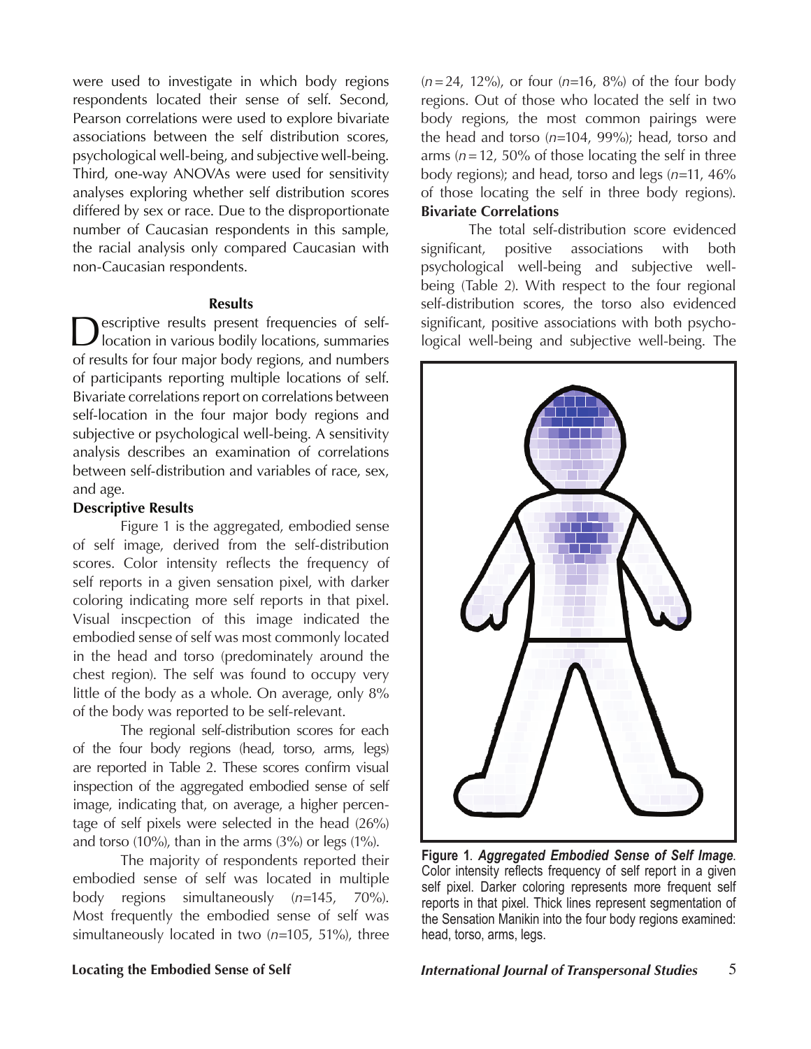were used to investigate in which body regions respondents located their sense of self. Second, Pearson correlations were used to explore bivariate associations between the self distribution scores, psychological well-being, and subjective well-being. Third, one-way ANOVAs were used for sensitivity analyses exploring whether self distribution scores differed by sex or race. Due to the disproportionate number of Caucasian respondents in this sample, the racial analysis only compared Caucasian with non-Caucasian respondents.

## Results

Descriptive results present frequencies of self-location in various bodily locations, summaries of results for four major body regions, and numbers of participants reporting multiple locations of self. Bivariate correlations report on correlations between self-location in the four major body regions and subjective or psychological well-being. A sensitivity analysis describes an examination of correlations between self-distribution and variables of race, sex, and age.

### Descriptive Results

Figure 1 is the aggregated, embodied sense of self image, derived from the self-distribution scores. Color intensity reflects the frequency of self reports in a given sensation pixel, with darker coloring indicating more self reports in that pixel. Visual inscpection of this image indicated the embodied sense of self was most commonly located in the head and torso (predominately around the chest region). The self was found to occupy very little of the body as a whole. On average, only 8% of the body was reported to be self-relevant.

The regional self-distribution scores for each of the four body regions (head, torso, arms, legs) are reported in Table 2. These scores confirm visual inspection of the aggregated embodied sense of self image, indicating that, on average, a higher percentage of self pixels were selected in the head (26%) and torso (10%), than in the arms (3%) or legs (1%).

The majority of respondents reported their embodied sense of self was located in multiple body regions simultaneously (*n*=145, 70%). Most frequently the embodied sense of self was simultaneously located in two (*n*=105, 51%), three (*n* = 24, 12%), or four (*n*=16, 8%) of the four body regions. Out of those who located the self in two body regions, the most common pairings were the head and torso (*n*=104, 99%); head, torso and arms (*n* = 12, 50% of those locating the self in three body regions); and head, torso and legs (*n*=11, 46% of those locating the self in three body regions).

### Bivariate Correlations

The total self-distribution score evidenced significant, positive associations with both psychological well-being and subjective well-being (Table 2). With respect to the four regional self-distribution scores, the torso also evidenced significant, positive associations with both psychological well-being and subjective well-being. The

**Figure 1**. ***Aggregated Embodied Sense of Self Image***. Color intensity reflects frequency of self report in a given self pixel. Darker coloring represents more frequent self reports in that pixel. Thick lines represent segmentation of the Sensation Manikin into the four body regions examined: head, torso, arms, legs.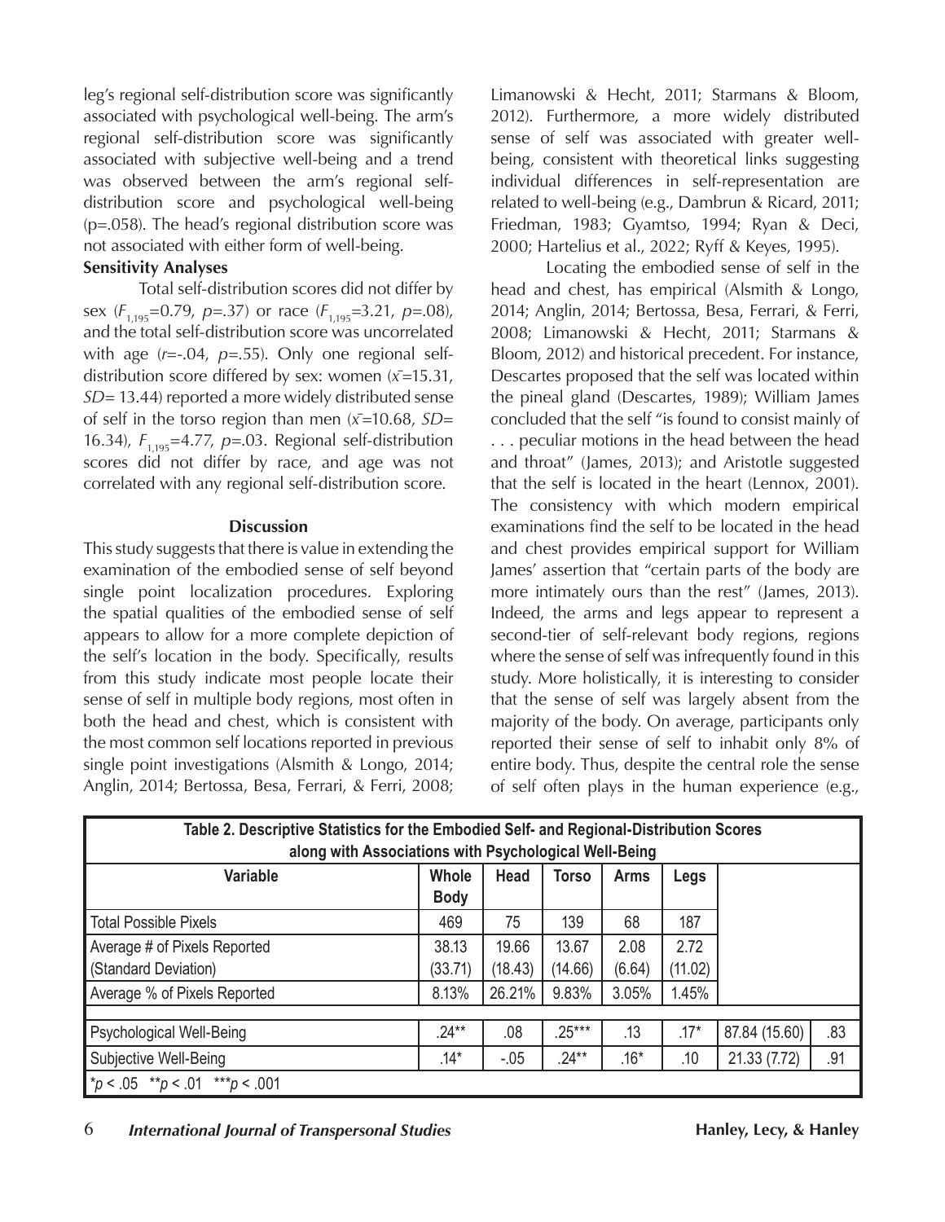leg's regional self-distribution score was significantly associated with psychological well-being. The arm's regional self-distribution score was significantly associated with subjective well-being and a trend was observed between the arm's regional self-distribution score and psychological well-being (p=.058). The head's regional distribution score was not associated with either form of well-being.

**Sensitivity Analyses**

Total self-distribution scores did not differ by sex ($F_{1,195}$=0.79, *p*=.37) or race ($F_{1,195}$=3.21, *p*=.08), and the total self-distribution score was uncorrelated with age (*r*=-.04, *p*=.55). Only one regional self-distribution score differed by sex: women ($\bar{x}$=15.31, *SD*= 13.44) reported a more widely distributed sense of self in the torso region than men ($\bar{x}$=10.68, *SD*= 16.34), $F_{1,195}$=4.77, *p*=.03. Regional self-distribution scores did not differ by race, and age was not correlated with any regional self-distribution score.

## Discussion

This study suggests that there is value in extending the examination of the embodied sense of self beyond single point localization procedures. Exploring the spatial qualities of the embodied sense of self appears to allow for a more complete depiction of the self's location in the body. Specifically, results from this study indicate most people locate their sense of self in multiple body regions, most often in both the head and chest, which is consistent with the most common self locations reported in previous single point investigations (Alsmith & Longo, 2014; Anglin, 2014; Bertossa, Besa, Ferrari, & Ferri, 2008; Limanowski & Hecht, 2011; Starmans & Bloom, 2012). Furthermore, a more widely distributed sense of self was associated with greater well-being, consistent with theoretical links suggesting individual differences in self-representation are related to well-being (e.g., Dambrun & Ricard, 2011; Friedman, 1983; Gyamtso, 1994; Ryan & Deci, 2000; Hartelius et al., 2022; Ryff & Keyes, 1995).

Locating the embodied sense of self in the head and chest, has empirical (Alsmith & Longo, 2014; Anglin, 2014; Bertossa, Besa, Ferrari, & Ferri, 2008; Limanowski & Hecht, 2011; Starmans & Bloom, 2012) and historical precedent. For instance, Descartes proposed that the self was located within the pineal gland (Descartes, 1989); William James concluded that the self "is found to consist mainly of . . . peculiar motions in the head between the head and throat" (James, 2013); and Aristotle suggested that the self is located in the heart (Lennox, 2001). The consistency with which modern empirical examinations find the self to be located in the head and chest provides empirical support for William James' assertion that "certain parts of the body are more intimately ours than the rest" (James, 2013). Indeed, the arms and legs appear to represent a second-tier of self-relevant body regions, regions where the sense of self was infrequently found in this study. More holistically, it is interesting to consider that the sense of self was largely absent from the majority of the body. On average, participants only reported their sense of self to inhabit only 8% of entire body. Thus, despite the central role the sense of self often plays in the human experience (e.g.,

**Table 2. Descriptive Statistics for the Embodied Self- and Regional-Distribution Scores along with Associations with Psychological Well-Being**

| Variable | Whole Body | Head | Torso | Arms | Legs | | |
|---|---|---|---|---|---|---|---|
| Total Possible Pixels | 469 | 75 | 139 | 68 | 187 | | |
| Average # of Pixels Reported (Standard Deviation) | 38.13 (33.71) | 19.66 (18.43) | 13.67 (14.66) | 2.08 (6.64) | 2.72 (11.02) | | |
| Average % of Pixels Reported | 8.13% | 26.21% | 9.83% | 3.05% | 1.45% | | |
| Psychological Well-Being | .24** | .08 | .25*** | .13 | .17* | 87.84 (15.60) | .83 |
| Subjective Well-Being | .14* | -.05 | .24** | .16* | .10 | 21.33 (7.72) | .91 |

**p* < .05 ***p* < .01 ****p* < .001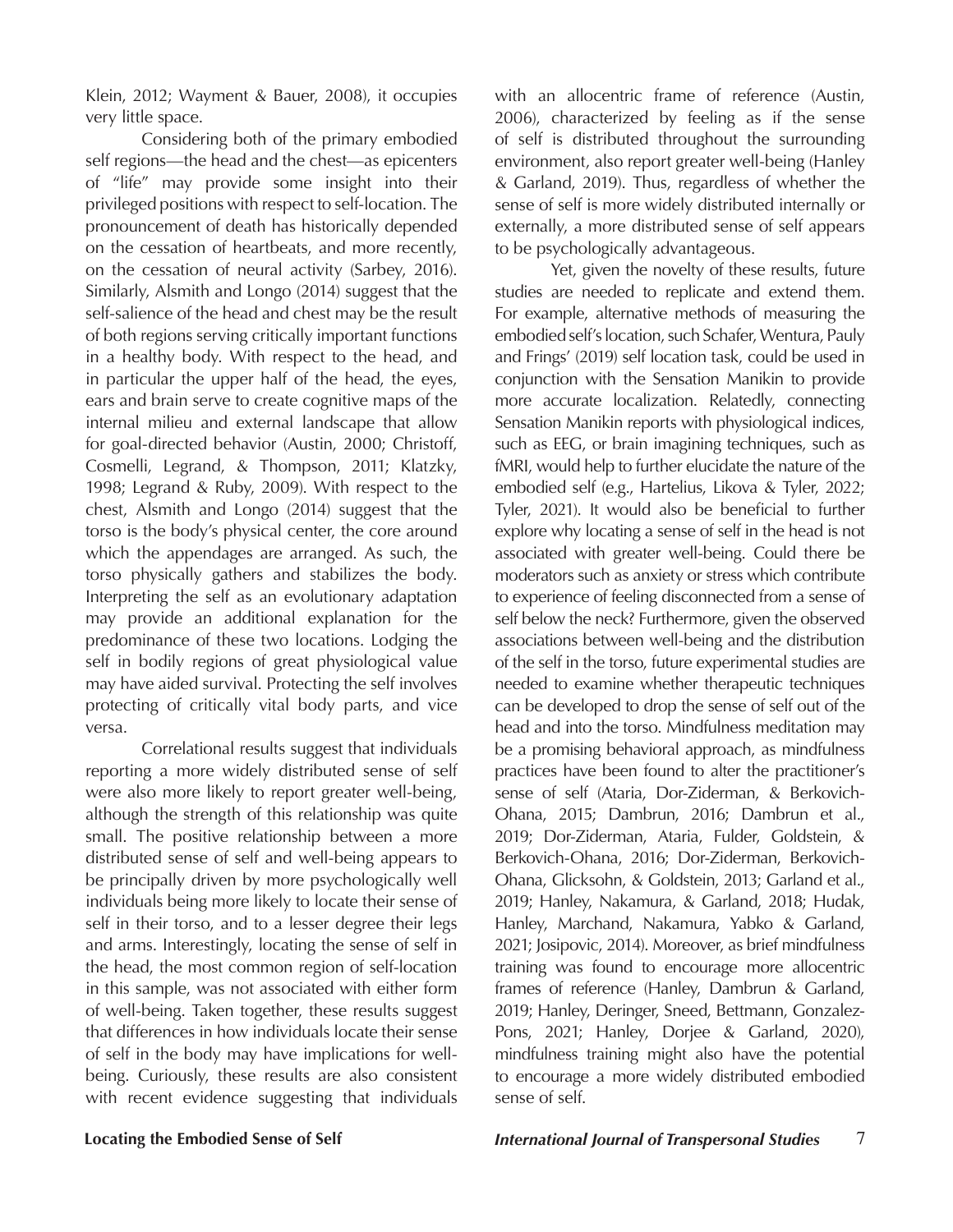Klein, 2012; Wayment & Bauer, 2008), it occupies very little space.

Considering both of the primary embodied self regions—the head and the chest—as epicenters of "life" may provide some insight into their privileged positions with respect to self-location. The pronouncement of death has historically depended on the cessation of heartbeats, and more recently, on the cessation of neural activity (Sarbey, 2016). Similarly, Alsmith and Longo (2014) suggest that the self-salience of the head and chest may be the result of both regions serving critically important functions in a healthy body. With respect to the head, and in particular the upper half of the head, the eyes, ears and brain serve to create cognitive maps of the internal milieu and external landscape that allow for goal-directed behavior (Austin, 2000; Christoff, Cosmelli, Legrand, & Thompson, 2011; Klatzky, 1998; Legrand & Ruby, 2009). With respect to the chest, Alsmith and Longo (2014) suggest that the torso is the body's physical center, the core around which the appendages are arranged. As such, the torso physically gathers and stabilizes the body. Interpreting the self as an evolutionary adaptation may provide an additional explanation for the predominance of these two locations. Lodging the self in bodily regions of great physiological value may have aided survival. Protecting the self involves protecting of critically vital body parts, and vice versa.

Correlational results suggest that individuals reporting a more widely distributed sense of self were also more likely to report greater well-being, although the strength of this relationship was quite small. The positive relationship between a more distributed sense of self and well-being appears to be principally driven by more psychologically well individuals being more likely to locate their sense of self in their torso, and to a lesser degree their legs and arms. Interestingly, locating the sense of self in the head, the most common region of self-location in this sample, was not associated with either form of well-being. Taken together, these results suggest that differences in how individuals locate their sense of self in the body may have implications for well-being. Curiously, these results are also consistent with recent evidence suggesting that individuals with an allocentric frame of reference (Austin, 2006), characterized by feeling as if the sense of self is distributed throughout the surrounding environment, also report greater well-being (Hanley & Garland, 2019). Thus, regardless of whether the sense of self is more widely distributed internally or externally, a more distributed sense of self appears to be psychologically advantageous.

Yet, given the novelty of these results, future studies are needed to replicate and extend them. For example, alternative methods of measuring the embodied self's location, such Schafer, Wentura, Pauly and Frings' (2019) self location task, could be used in conjunction with the Sensation Manikin to provide more accurate localization. Relatedly, connecting Sensation Manikin reports with physiological indices, such as EEG, or brain imagining techniques, such as fMRI, would help to further elucidate the nature of the embodied self (e.g., Hartelius, Likova & Tyler, 2022; Tyler, 2021). It would also be beneficial to further explore why locating a sense of self in the head is not associated with greater well-being. Could there be moderators such as anxiety or stress which contribute to experience of feeling disconnected from a sense of self below the neck? Furthermore, given the observed associations between well-being and the distribution of the self in the torso, future experimental studies are needed to examine whether therapeutic techniques can be developed to drop the sense of self out of the head and into the torso. Mindfulness meditation may be a promising behavioral approach, as mindfulness practices have been found to alter the practitioner's sense of self (Ataria, Dor-Ziderman, & Berkovich-Ohana, 2015; Dambrun, 2016; Dambrun et al., 2019; Dor-Ziderman, Ataria, Fulder, Goldstein, & Berkovich-Ohana, 2016; Dor-Ziderman, Berkovich-Ohana, Glicksohn, & Goldstein, 2013; Garland et al., 2019; Hanley, Nakamura, & Garland, 2018; Hudak, Hanley, Marchand, Nakamura, Yabko & Garland, 2021; Josipovic, 2014). Moreover, as brief mindfulness training was found to encourage more allocentric frames of reference (Hanley, Dambrun & Garland, 2019; Hanley, Deringer, Sneed, Bettmann, Gonzalez-Pons, 2021; Hanley, Dorjee & Garland, 2020), mindfulness training might also have the potential to encourage a more widely distributed embodied sense of self.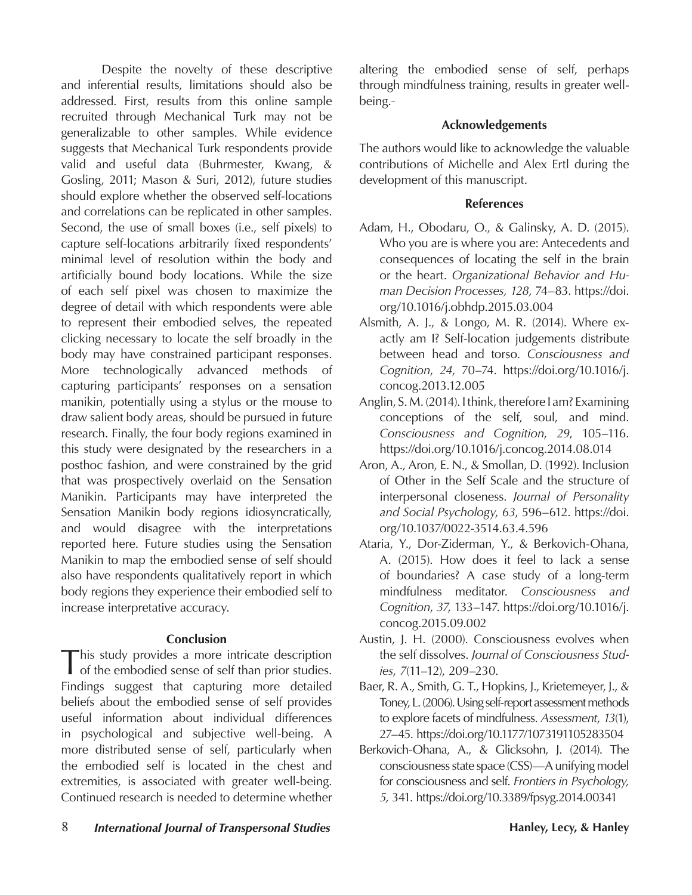Despite the novelty of these descriptive and inferential results, limitations should also be addressed. First, results from this online sample recruited through Mechanical Turk may not be generalizable to other samples. While evidence suggests that Mechanical Turk respondents provide valid and useful data (Buhrmester, Kwang, & Gosling, 2011; Mason & Suri, 2012), future studies should explore whether the observed self-locations and correlations can be replicated in other samples. Second, the use of small boxes (i.e., self pixels) to capture self-locations arbitrarily fixed respondents' minimal level of resolution within the body and artificially bound body locations. While the size of each self pixel was chosen to maximize the degree of detail with which respondents were able to represent their embodied selves, the repeated clicking necessary to locate the self broadly in the body may have constrained participant responses. More technologically advanced methods of capturing participants' responses on a sensation manikin, potentially using a stylus or the mouse to draw salient body areas, should be pursued in future research. Finally, the four body regions examined in this study were designated by the researchers in a posthoc fashion, and were constrained by the grid that was prospectively overlaid on the Sensation Manikin. Participants may have interpreted the Sensation Manikin body regions idiosyncratically, and would disagree with the interpretations reported here. Future studies using the Sensation Manikin to map the embodied sense of self should also have respondents qualitatively report in which body regions they experience their embodied self to increase interpretative accuracy.

## Conclusion

This study provides a more intricate description of the embodied sense of self than prior studies. Findings suggest that capturing more detailed beliefs about the embodied sense of self provides useful information about individual differences in psychological and subjective well-being. A more distributed sense of self, particularly when the embodied self is located in the chest and extremities, is associated with greater well-being. Continued research is needed to determine whether altering the embodied sense of self, perhaps through mindfulness training, results in greater well-being.-

## Acknowledgements

The authors would like to acknowledge the valuable contributions of Michelle and Alex Ertl during the development of this manuscript.

## References

Adam, H., Obodaru, O., & Galinsky, A. D. (2015). Who you are is where you are: Antecedents and consequences of locating the self in the brain or the heart. *Organizational Behavior and Human Decision Processes, 128,* 74–83. https://doi.org/10.1016/j.obhdp.2015.03.004

Alsmith, A. J., & Longo, M. R. (2014). Where exactly am I? Self-location judgements distribute between head and torso. *Consciousness and Cognition*, *24*, 70–74. https://doi.org/10.1016/j.concog.2013.12.005

Anglin, S. M. (2014). I think, therefore I am? Examining conceptions of the self, soul, and mind. *Consciousness and Cognition*, *29*, 105–116. https://doi.org/10.1016/j.concog.2014.08.014

Aron, A., Aron, E. N., & Smollan, D. (1992). Inclusion of Other in the Self Scale and the structure of interpersonal closeness. *Journal of Personality and Social Psychology*, *63*, 596–612. https://doi.org/10.1037/0022-3514.63.4.596

Ataria, Y., Dor-Ziderman, Y., & Berkovich-Ohana, A. (2015). How does it feel to lack a sense of boundaries? A case study of a long-term mindfulness meditator. *Consciousness and Cognition*, *37*, 133–147. https://doi.org/10.1016/j.concog.2015.09.002

Austin, J. H. (2000). Consciousness evolves when the self dissolves. *Journal of Consciousness Studies*, *7*(11–12), 209–230.

Baer, R. A., Smith, G. T., Hopkins, J., Krietemeyer, J., & Toney, L. (2006). Using self-report assessment methods to explore facets of mindfulness. *Assessment*, *13*(1), 27–45. https://doi.org/10.1177/1073191105283504

Berkovich-Ohana, A., & Glicksohn, J. (2014). The consciousness state space (CSS)—A unifying model for consciousness and self. *Frontiers in Psychology, 5,* 341. https://doi.org/10.3389/fpsyg.2014.00341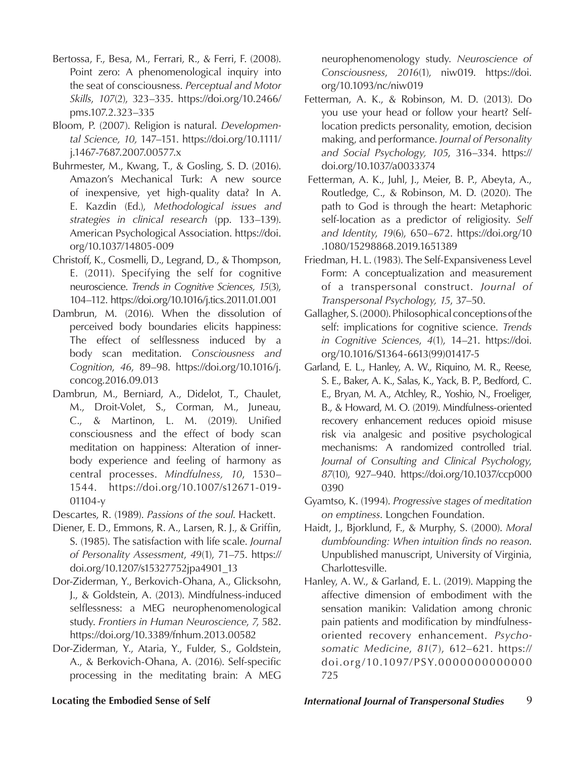Bertossa, F., Besa, M., Ferrari, R., & Ferri, F. (2008). Point zero: A phenomenological inquiry into the seat of consciousness. *Perceptual and Motor Skills*, *107*(2), 323–335. https://doi.org/10.2466/pms.107.2.323–335

Bloom, P. (2007). Religion is natural. *Developmental Science, 10*, 147–151. https://doi.org/10.1111/j.1467-7687.2007.00577.x

Buhrmester, M., Kwang, T., & Gosling, S. D. (2016). Amazon's Mechanical Turk: A new source of inexpensive, yet high-quality data? In A. E. Kazdin (Ed.), *Methodological issues and strategies in clinical research* (pp. 133–139). American Psychological Association. https://doi.org/10.1037/14805-009

Christoff, K., Cosmelli, D., Legrand, D., & Thompson, E. (2011). Specifying the self for cognitive neuroscience. *Trends in Cognitive Sciences*, *15*(3), 104–112. https://doi.org/10.1016/j.tics.2011.01.001

Dambrun, M. (2016). When the dissolution of perceived body boundaries elicits happiness: The effect of selflessness induced by a body scan meditation. *Consciousness and Cognition*, *46*, 89–98. https://doi.org/10.1016/j.concog.2016.09.013

Dambrun, M., Berniard, A., Didelot, T., Chaulet, M., Droit-Volet, S., Corman, M., Juneau, C., & Martinon, L. M. (2019). Unified consciousness and the effect of body scan meditation on happiness: Alteration of inner-body experience and feeling of harmony as central processes. *Mindfulness, 10*, 1530–1544. https://doi.org/10.1007/s12671-019-01104-y

Descartes, R. (1989). *Passions of the soul*. Hackett.

Diener, E. D., Emmons, R. A., Larsen, R. J., & Griffin, S. (1985). The satisfaction with life scale. *Journal of Personality Assessment*, *49*(1), 71–75. https://doi.org/10.1207/s15327752jpa4901_13

Dor-Ziderman, Y., Berkovich-Ohana, A., Glicksohn, J., & Goldstein, A. (2013). Mindfulness-induced selflessness: a MEG neurophenomenological study. *Frontiers in Human Neuroscience*, *7*, 582. https://doi.org/10.3389/fnhum.2013.00582

Dor-Ziderman, Y., Ataria, Y., Fulder, S., Goldstein, A., & Berkovich-Ohana, A. (2016). Self-specific processing in the meditating brain: A MEG neurophenomenology study. *Neuroscience of Consciousness*, *2016*(1), niw019. https://doi.org/10.1093/nc/niw019

Fetterman, A. K., & Robinson, M. D. (2013). Do you use your head or follow your heart? Self-location predicts personality, emotion, decision making, and performance. *Journal of Personality and Social Psychology, 105*, 316–334. https://doi.org/10.1037/a0033374

Fetterman, A. K., Juhl, J., Meier, B. P., Abeyta, A., Routledge, C., & Robinson, M. D. (2020). The path to God is through the heart: Metaphoric self-location as a predictor of religiosity. *Self and Identity*, *19*(6), 650–672. https://doi.org/10.1080/15298868.2019.1651389

Friedman, H. L. (1983). The Self-Expansiveness Level Form: A conceptualization and measurement of a transpersonal construct. *Journal of Transpersonal Psychology, 15*, 37–50.

Gallagher, S. (2000). Philosophical conceptions of the self: implications for cognitive science. *Trends in Cognitive Sciences*, *4*(1), 14–21. https://doi.org/10.1016/S1364-6613(99)01417-5

Garland, E. L., Hanley, A. W., Riquino, M. R., Reese, S. E., Baker, A. K., Salas, K., Yack, B. P., Bedford, C. E., Bryan, M. A., Atchley, R., Yoshio, N., Froeliger, B., & Howard, M. O. (2019). Mindfulness-oriented recovery enhancement reduces opioid misuse risk via analgesic and positive psychological mechanisms: A randomized controlled trial. *Journal of Consulting and Clinical Psychology*, *87*(10), 927–940. https://doi.org/10.1037/ccp0000390

Gyamtso, K. (1994). *Progressive stages of meditation on emptiness*. Longchen Foundation.

Haidt, J., Bjorklund, F., & Murphy, S. (2000). *Moral dumbfounding: When intuition finds no reason*. Unpublished manuscript, University of Virginia, Charlottesville.

Hanley, A. W., & Garland, E. L. (2019). Mapping the affective dimension of embodiment with the sensation manikin: Validation among chronic pain patients and modification by mindfulness-oriented recovery enhancement. *Psychosomatic Medicine*, *81*(7), 612–621. https://doi.org/10.1097/PSY.0000000000000725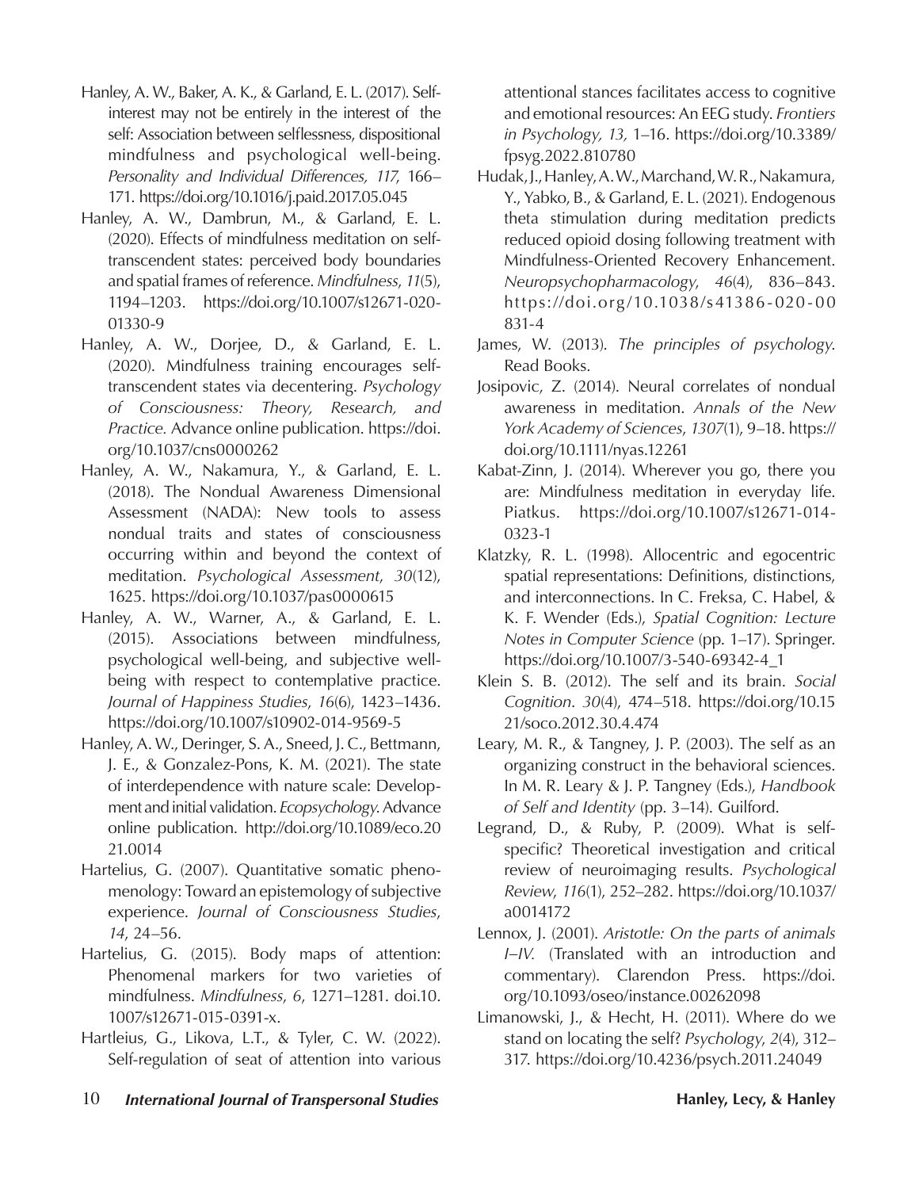Hanley, A. W., Baker, A. K., & Garland, E. L. (2017). Self-interest may not be entirely in the interest of the self: Association between selflessness, dispositional mindfulness and psychological well-being. *Personality and Individual Differences, 117,* 166–171. https://doi.org/10.1016/j.paid.2017.05.045

Hanley, A. W., Dambrun, M., & Garland, E. L. (2020). Effects of mindfulness meditation on self-transcendent states: perceived body boundaries and spatial frames of reference. *Mindfulness*, *11*(5), 1194–1203. https://doi.org/10.1007/s12671-020-01330-9

Hanley, A. W., Dorjee, D., & Garland, E. L. (2020). Mindfulness training encourages self-transcendent states via decentering. *Psychology of Consciousness: Theory, Research, and Practice.* Advance online publication. https://doi.org/10.1037/cns0000262

Hanley, A. W., Nakamura, Y., & Garland, E. L. (2018). The Nondual Awareness Dimensional Assessment (NADA): New tools to assess nondual traits and states of consciousness occurring within and beyond the context of meditation. *Psychological Assessment*, *30*(12), 1625. https://doi.org/10.1037/pas0000615

Hanley, A. W., Warner, A., & Garland, E. L. (2015). Associations between mindfulness, psychological well-being, and subjective well-being with respect to contemplative practice. *Journal of Happiness Studies*, *16*(6), 1423–1436. https://doi.org/10.1007/s10902-014-9569-5

Hanley, A. W., Deringer, S. A., Sneed, J. C., Bettmann, J. E., & Gonzalez-Pons, K. M. (2021). The state of interdependence with nature scale: Development and initial validation. *Ecopsychology*. Advance online publication. http://doi.org/10.1089/eco.2021.0014

Hartelius, G. (2007). Quantitative somatic phenomenology: Toward an epistemology of subjective experience. *Journal of Consciousness Studies*, *14*, 24–56.

Hartelius, G. (2015). Body maps of attention: Phenomenal markers for two varieties of mindfulness. *Mindfulness*, *6*, 1271–1281. doi.10.1007/s12671-015-0391-x.

Hartleius, G., Likova, L.T., & Tyler, C. W. (2022). Self-regulation of seat of attention into various attentional stances facilitates access to cognitive and emotional resources: An EEG study. *Frontiers in Psychology, 13,* 1–16. https://doi.org/10.3389/fpsyg.2022.810780

Hudak, J., Hanley, A. W., Marchand, W. R., Nakamura, Y., Yabko, B., & Garland, E. L. (2021). Endogenous theta stimulation during meditation predicts reduced opioid dosing following treatment with Mindfulness-Oriented Recovery Enhancement. *Neuropsychopharmacology*, *46*(4), 836–843. https://doi.org/10.1038/s41386-020-00831-4

James, W. (2013). *The principles of psychology*. Read Books.

Josipovic, Z. (2014). Neural correlates of nondual awareness in meditation. *Annals of the New York Academy of Sciences*, *1307*(1), 9–18. https://doi.org/10.1111/nyas.12261

Kabat-Zinn, J. (2014). Wherever you go, there you are: Mindfulness meditation in everyday life. Piatkus. https://doi.org/10.1007/s12671-014-0323-1

Klatzky, R. L. (1998). Allocentric and egocentric spatial representations: Definitions, distinctions, and interconnections. In C. Freksa, C. Habel, & K. F. Wender (Eds.), *Spatial Cognition: Lecture Notes in Computer Science* (pp. 1–17). Springer. https://doi.org/10.1007/3-540-69342-4_1

Klein S. B. (2012). The self and its brain. *Social Cognition*. *30*(4), 474–518. https://doi.org/10.1521/soco.2012.30.4.474

Leary, M. R., & Tangney, J. P. (2003). The self as an organizing construct in the behavioral sciences. In M. R. Leary & J. P. Tangney (Eds.), *Handbook of Self and Identity* (pp. 3–14). Guilford.

Legrand, D., & Ruby, P. (2009). What is self-specific? Theoretical investigation and critical review of neuroimaging results. *Psychological Review*, *116*(1), 252–282. https://doi.org/10.1037/a0014172

Lennox, J. (2001). *Aristotle: On the parts of animals I–IV.* (Translated with an introduction and commentary). Clarendon Press. https://doi.org/10.1093/oseo/instance.00262098

Limanowski, J., & Hecht, H. (2011). Where do we stand on locating the self? *Psychology*, *2*(4), 312–317. https://doi.org/10.4236/psych.2011.24049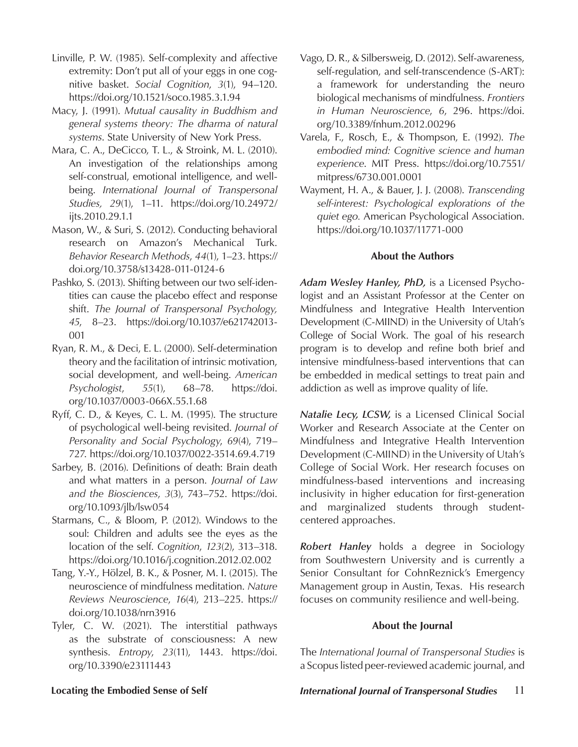Linville, P. W. (1985). Self-complexity and affective extremity: Don't put all of your eggs in one cognitive basket. *Social Cognition*, *3*(1), 94–120. https://doi.org/10.1521/soco.1985.3.1.94

Macy, J. (1991). *Mutual causality in Buddhism and general systems theory: The dharma of natural systems*. State University of New York Press.

Mara, C. A., DeCicco, T. L., & Stroink, M. L. (2010). An investigation of the relationships among self-construal, emotional intelligence, and well-being. *International Journal of Transpersonal Studies, 29*(1), 1–11. https://doi.org/10.24972/ijts.2010.29.1.1

Mason, W., & Suri, S. (2012). Conducting behavioral research on Amazon's Mechanical Turk. *Behavior Research Methods*, *44*(1), 1–23. https://doi.org/10.3758/s13428-011-0124-6

Pashko, S. (2013). Shifting between our two self-identities can cause the placebo effect and response shift. *The Journal of Transpersonal Psychology, 45*, 8–23. https://doi.org/10.1037/e621742013-001

Ryan, R. M., & Deci, E. L. (2000). Self-determination theory and the facilitation of intrinsic motivation, social development, and well-being. *American Psychologist*, *55*(1), 68–78. https://doi.org/10.1037/0003-066X.55.1.68

Ryff, C. D., & Keyes, C. L. M. (1995). The structure of psychological well-being revisited. *Journal of Personality and Social Psychology*, *69*(4), 719–727. https://doi.org/10.1037/0022-3514.69.4.719

Sarbey, B. (2016). Definitions of death: Brain death and what matters in a person. *Journal of Law and the Biosciences*, *3*(3), 743–752. https://doi.org/10.1093/jlb/lsw054

Starmans, C., & Bloom, P. (2012). Windows to the soul: Children and adults see the eyes as the location of the self. *Cognition*, *123*(2), 313–318. https://doi.org/10.1016/j.cognition.2012.02.002

Tang, Y.-Y., Hölzel, B. K., & Posner, M. I. (2015). The neuroscience of mindfulness meditation. *Nature Reviews Neuroscience*, *16*(4), 213–225. https://doi.org/10.1038/nrn3916

Tyler, C. W. (2021). The interstitial pathways as the substrate of consciousness: A new synthesis. *Entropy*, *23*(11), 1443. https://doi.org/10.3390/e23111443

Vago, D. R., & Silbersweig, D. (2012). Self-awareness, self-regulation, and self-transcendence (S-ART): a framework for understanding the neuro biological mechanisms of mindfulness. *Frontiers in Human Neuroscience*, *6*, 296. https://doi.org/10.3389/fnhum.2012.00296

Varela, F., Rosch, E., & Thompson, E. (1992). *The embodied mind: Cognitive science and human experience*. MIT Press. https://doi.org/10.7551/mitpress/6730.001.0001

Wayment, H. A., & Bauer, J. J. (2008). *Transcending self-interest: Psychological explorations of the quiet ego*. American Psychological Association. https://doi.org/10.1037/11771-000

## About the Authors

***Adam Wesley Hanley, PhD,*** is a Licensed Psychologist and an Assistant Professor at the Center on Mindfulness and Integrative Health Intervention Development (C-MIIND) in the University of Utah's College of Social Work. The goal of his research program is to develop and refine both brief and intensive mindfulness-based interventions that can be embedded in medical settings to treat pain and addiction as well as improve quality of life.

***Natalie Lecy, LCSW,*** is a Licensed Clinical Social Worker and Research Associate at the Center on Mindfulness and Integrative Health Intervention Development (C-MIIND) in the University of Utah's College of Social Work. Her research focuses on mindfulness-based interventions and increasing inclusivity in higher education for first-generation and marginalized students through student-centered approaches.

***Robert Hanley*** holds a degree in Sociology from Southwestern University and is currently a Senior Consultant for CohnReznick's Emergency Management group in Austin, Texas. His research focuses on community resilience and well-being.

## About the Journal

The *International Journal of Transpersonal Studies* is a Scopus listed peer-reviewed academic journal, and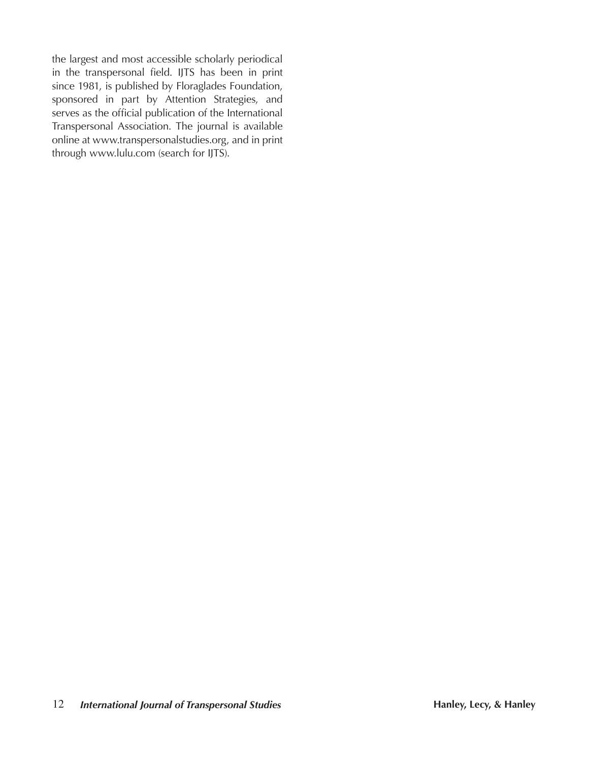the largest and most accessible scholarly periodical in the transpersonal field. IJTS has been in print since 1981, is published by Floraglades Foundation, sponsored in part by Attention Strategies, and serves as the official publication of the International Transpersonal Association. The journal is available online at www.transpersonalstudies.org, and in print through www.lulu.com (search for IJTS).